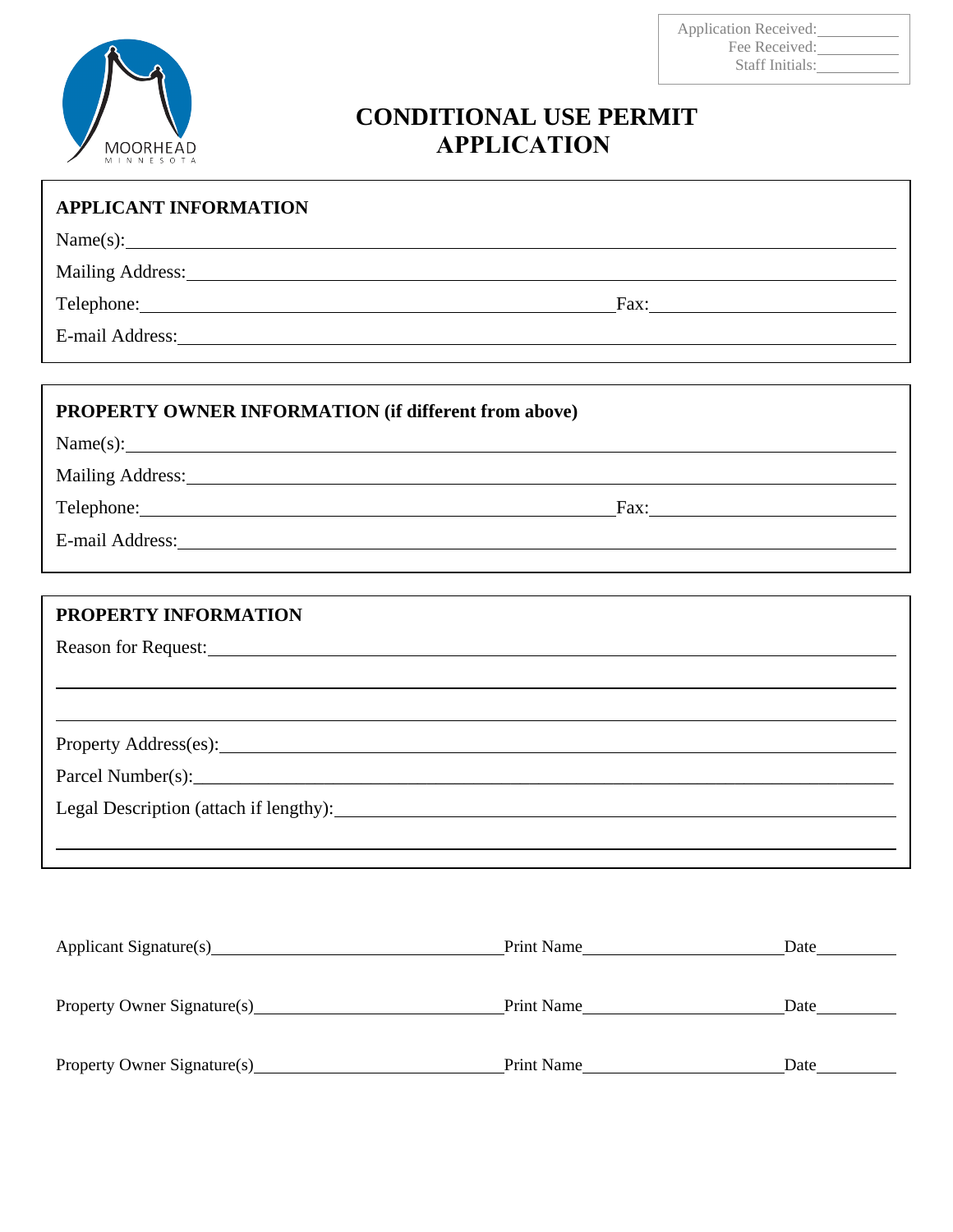Application Received:__________
Fee Received:__________
Staff Initials:__________

MOORHEAD
MINNESOTA

# CONDITIONAL USE PERMIT APPLICATION

## APPLICANT INFORMATION

Name(s):_______________________________________________

Mailing Address:_______________________________________________

Telephone:_______________________________ Fax:_______________________

E-mail Address:_______________________________________________

## PROPERTY OWNER INFORMATION (if different from above)

Name(s):_______________________________________________

Mailing Address:_______________________________________________

Telephone:_______________________________ Fax:_______________________

E-mail Address:_______________________________________________

## PROPERTY INFORMATION

Reason for Request:_______________________________________________

_______________________________________________

_______________________________________________

Property Address(es):_______________________________________________

Parcel Number(s):_______________________________________________

Legal Description (attach if lengthy):_______________________________________________

_______________________________________________

Applicant Signature(s)_______________________ Print Name_______________________ Date__________

Property Owner Signature(s)_______________________ Print Name_______________________ Date__________

Property Owner Signature(s)_______________________ Print Name_______________________ Date__________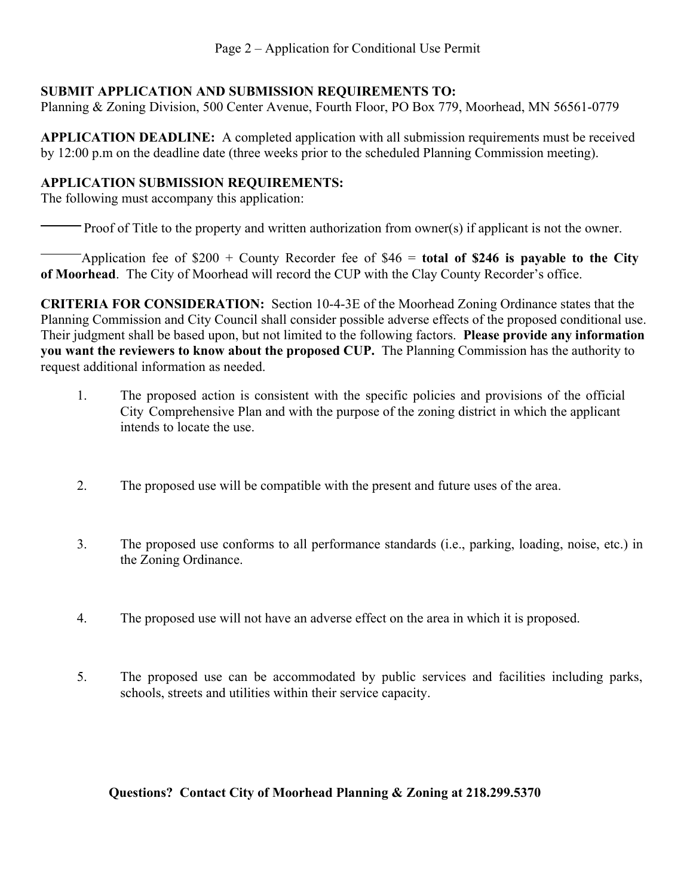**SUBMIT APPLICATION AND SUBMISSION REQUIREMENTS TO:**
Planning & Zoning Division, 500 Center Avenue, Fourth Floor, PO Box 779, Moorhead, MN 56561-0779

**APPLICATION DEADLINE:** A completed application with all submission requirements must be received by 12:00 p.m on the deadline date (three weeks prior to the scheduled Planning Commission meeting).

**APPLICATION SUBMISSION REQUIREMENTS:**
The following must accompany this application:

_____ Proof of Title to the property and written authorization from owner(s) if applicant is not the owner.

_____ Application fee of $200 + County Recorder fee of $46 = **total of $246 is payable to the City of Moorhead**. The City of Moorhead will record the CUP with the Clay County Recorder's office.

**CRITERIA FOR CONSIDERATION:** Section 10-4-3E of the Moorhead Zoning Ordinance states that the Planning Commission and City Council shall consider possible adverse effects of the proposed conditional use. Their judgment shall be based upon, but not limited to the following factors. **Please provide any information you want the reviewers to know about the proposed CUP.** The Planning Commission has the authority to request additional information as needed.

1. The proposed action is consistent with the specific policies and provisions of the official City Comprehensive Plan and with the purpose of the zoning district in which the applicant intends to locate the use.

2. The proposed use will be compatible with the present and future uses of the area.

3. The proposed use conforms to all performance standards (i.e., parking, loading, noise, etc.) in the Zoning Ordinance.

4. The proposed use will not have an adverse effect on the area in which it is proposed.

5. The proposed use can be accommodated by public services and facilities including parks, schools, streets and utilities within their service capacity.

**Questions? Contact City of Moorhead Planning & Zoning at 218.299.5370**